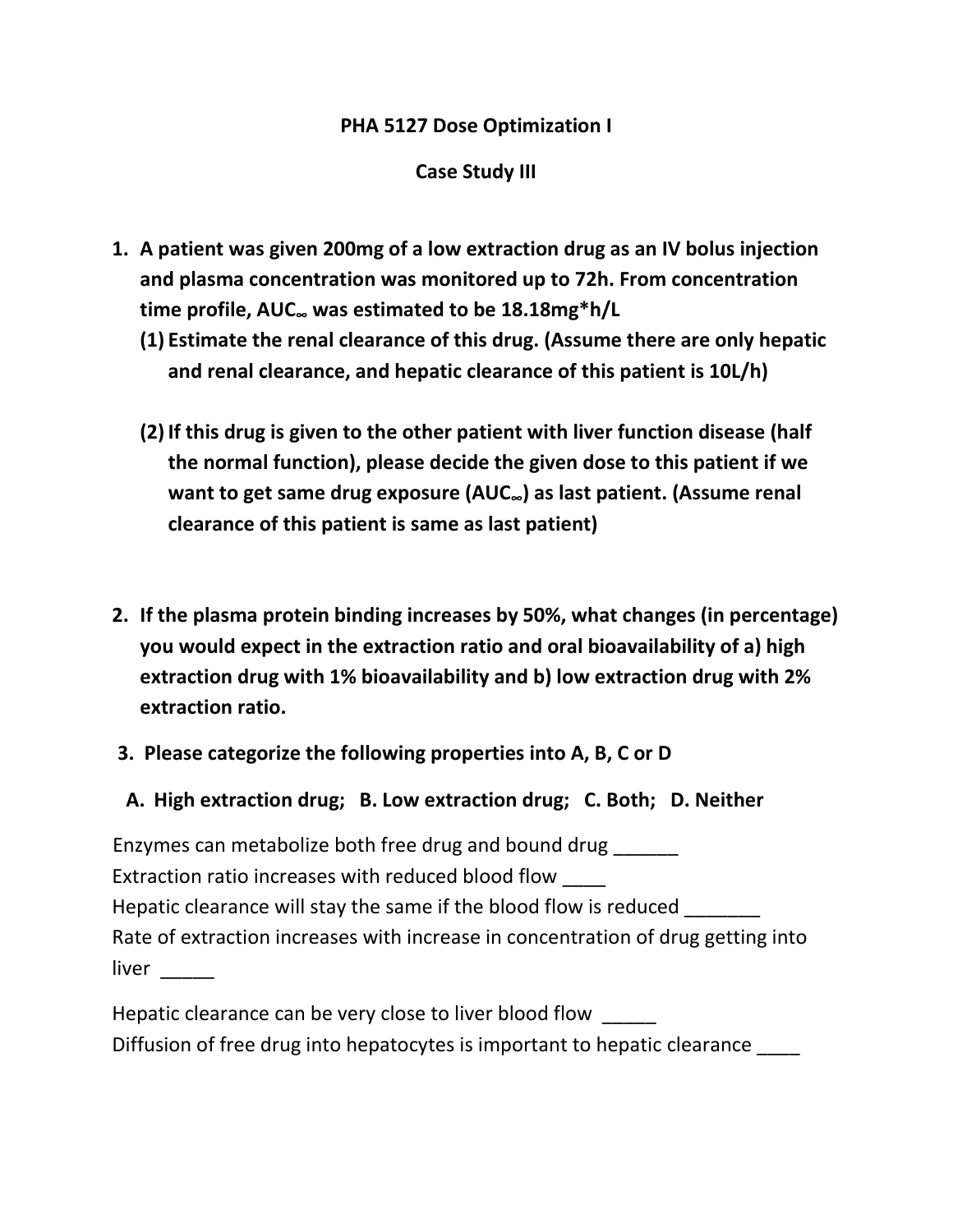**PHA 5127 Dose Optimization I**

**Case Study III**

1. **A patient was given 200mg of a low extraction drug as an IV bolus injection and plasma concentration was monitored up to 72h. From concentration time profile, $AUC_\infty$ was estimated to be 18.18mg\*h/L**
   (1) **Estimate the renal clearance of this drug. (Assume there are only hepatic and renal clearance, and hepatic clearance of this patient is 10L/h)**

   (2) **If this drug is given to the other patient with liver function disease (half the normal function), please decide the given dose to this patient if we want to get same drug exposure ($AUC_\infty$) as last patient. (Assume renal clearance of this patient is same as last patient)**

2. **If the plasma protein binding increases by 50%, what changes (in percentage) you would expect in the extraction ratio and oral bioavailability of a) high extraction drug with 1% bioavailability and b) low extraction drug with 2% extraction ratio.**

3. **Please categorize the following properties into A, B, C or D**

   **A. High extraction drug; B. Low extraction drug; C. Both; D. Neither**

Enzymes can metabolize both free drug and bound drug ______
Extraction ratio increases with reduced blood flow ____
Hepatic clearance will stay the same if the blood flow is reduced _______
Rate of extraction increases with increase in concentration of drug getting into liver _____

Hepatic clearance can be very close to liver blood flow _____
Diffusion of free drug into hepatocytes is important to hepatic clearance ____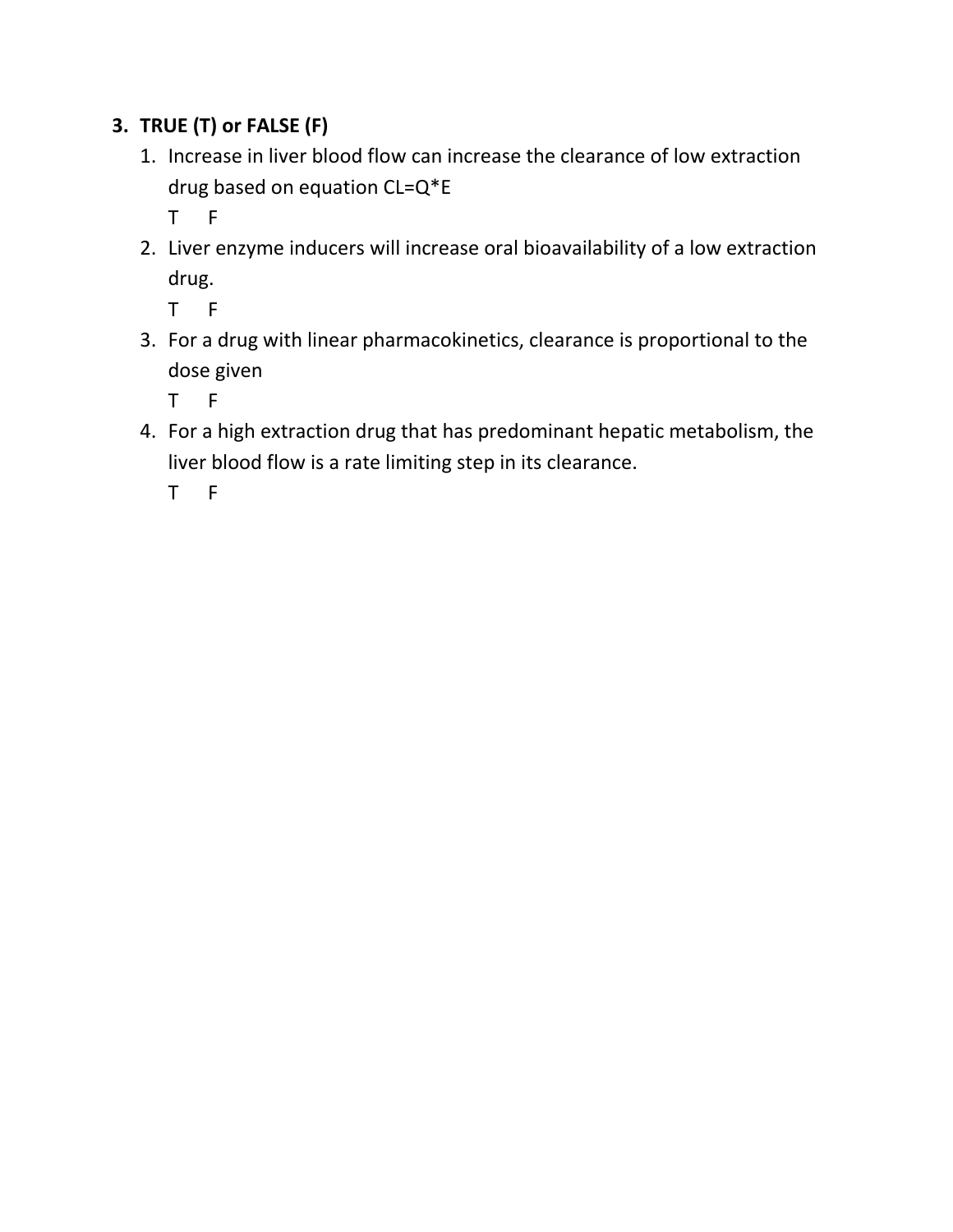3. **TRUE (T) or FALSE (F)**

    1. Increase in liver blood flow can increase the clearance of low extraction drug based on equation $CL=Q*E$

       T F

    2. Liver enzyme inducers will increase oral bioavailability of a low extraction drug.

       T F

    3. For a drug with linear pharmacokinetics, clearance is proportional to the dose given

       T F

    4. For a high extraction drug that has predominant hepatic metabolism, the liver blood flow is a rate limiting step in its clearance.

       T F